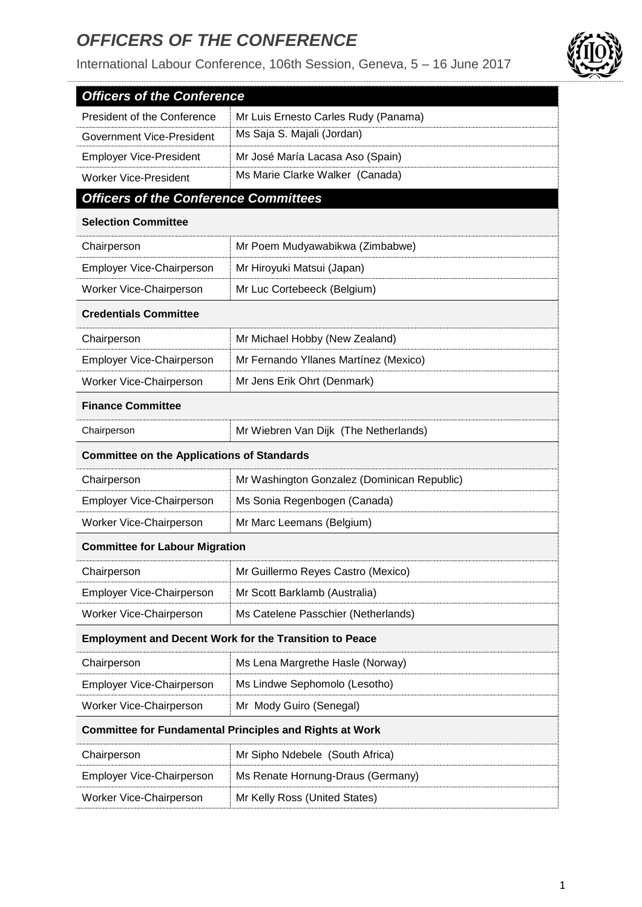# *OFFICERS OF THE CONFERENCE*

International Labour Conference, 106th Session, Geneva, 5 – 16 June 2017

## *Officers of the Conference*

| | |
|---|---|
| President of the Conference | Mr Luis Ernesto Carles Rudy (Panama) |
| Government Vice-President | Ms Saja S. Majali (Jordan) |
| Employer Vice-President | Mr José María Lacasa Aso (Spain) |
| Worker Vice-President | Ms Marie Clarke Walker (Canada) |

## *Officers of the Conference Committees*

### Selection Committee

| | |
|---|---|
| Chairperson | Mr Poem Mudyawabikwa (Zimbabwe) |
| Employer Vice-Chairperson | Mr Hiroyuki Matsui (Japan) |
| Worker Vice-Chairperson | Mr Luc Cortebeeck (Belgium) |

### Credentials Committee

| | |
|---|---|
| Chairperson | Mr Michael Hobby (New Zealand) |
| Employer Vice-Chairperson | Mr Fernando Yllanes Martínez (Mexico) |
| Worker Vice-Chairperson | Mr Jens Erik Ohrt (Denmark) |

### Finance Committee

| | |
|---|---|
| Chairperson | Mr Wiebren Van Dijk (The Netherlands) |

### Committee on the Applications of Standards

| | |
|---|---|
| Chairperson | Mr Washington Gonzalez (Dominican Republic) |
| Employer Vice-Chairperson | Ms Sonia Regenbogen (Canada) |
| Worker Vice-Chairperson | Mr Marc Leemans (Belgium) |

### Committee for Labour Migration

| | |
|---|---|
| Chairperson | Mr Guillermo Reyes Castro (Mexico) |
| Employer Vice-Chairperson | Mr Scott Barklamb (Australia) |
| Worker Vice-Chairperson | Ms Catelene Passchier (Netherlands) |

### Employment and Decent Work for the Transition to Peace

| | |
|---|---|
| Chairperson | Ms Lena Margrethe Hasle (Norway) |
| Employer Vice-Chairperson | Ms Lindwe Sephomolo (Lesotho) |
| Worker Vice-Chairperson | Mr Mody Guiro (Senegal) |

### Committee for Fundamental Principles and Rights at Work

| | |
|---|---|
| Chairperson | Mr Sipho Ndebele (South Africa) |
| Employer Vice-Chairperson | Ms Renate Hornung-Draus (Germany) |
| Worker Vice-Chairperson | Mr Kelly Ross (United States) |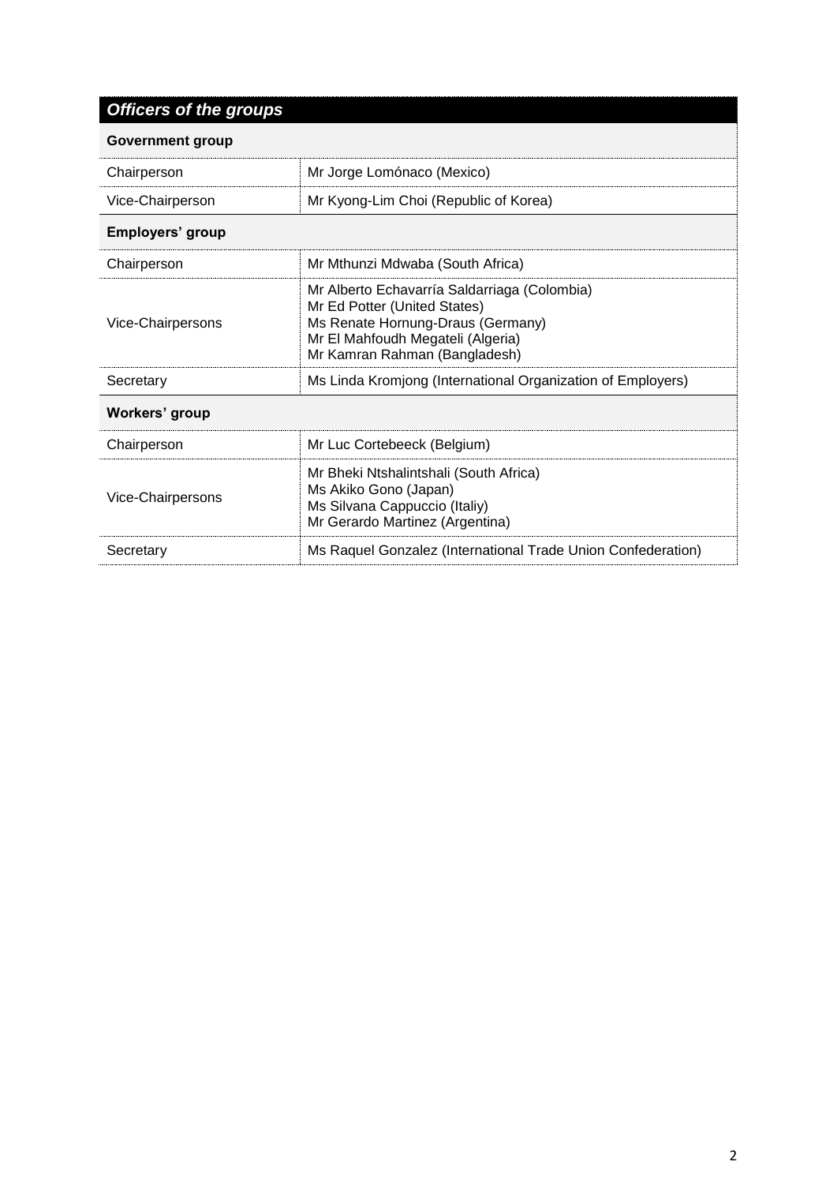## *Officers of the groups*

| | |
|---|---|
| **Government group** | |
| Chairperson | Mr Jorge Lomónaco (Mexico) |
| Vice-Chairperson | Mr Kyong-Lim Choi (Republic of Korea) |
| **Employers' group** | |
| Chairperson | Mr Mthunzi Mdwaba (South Africa) |
| Vice-Chairpersons | Mr Alberto Echavarría Saldarriaga (Colombia)<br>Mr Ed Potter (United States)<br>Ms Renate Hornung-Draus (Germany)<br>Mr El Mahfoudh Megateli (Algeria)<br>Mr Kamran Rahman (Bangladesh) |
| Secretary | Ms Linda Kromjong (International Organization of Employers) |
| **Workers' group** | |
| Chairperson | Mr Luc Cortebeeck (Belgium) |
| Vice-Chairpersons | Mr Bheki Ntshalintshali (South Africa)<br>Ms Akiko Gono (Japan)<br>Ms Silvana Cappuccio (Italiy)<br>Mr Gerardo Martinez (Argentina) |
| Secretary | Ms Raquel Gonzalez (International Trade Union Confederation) |